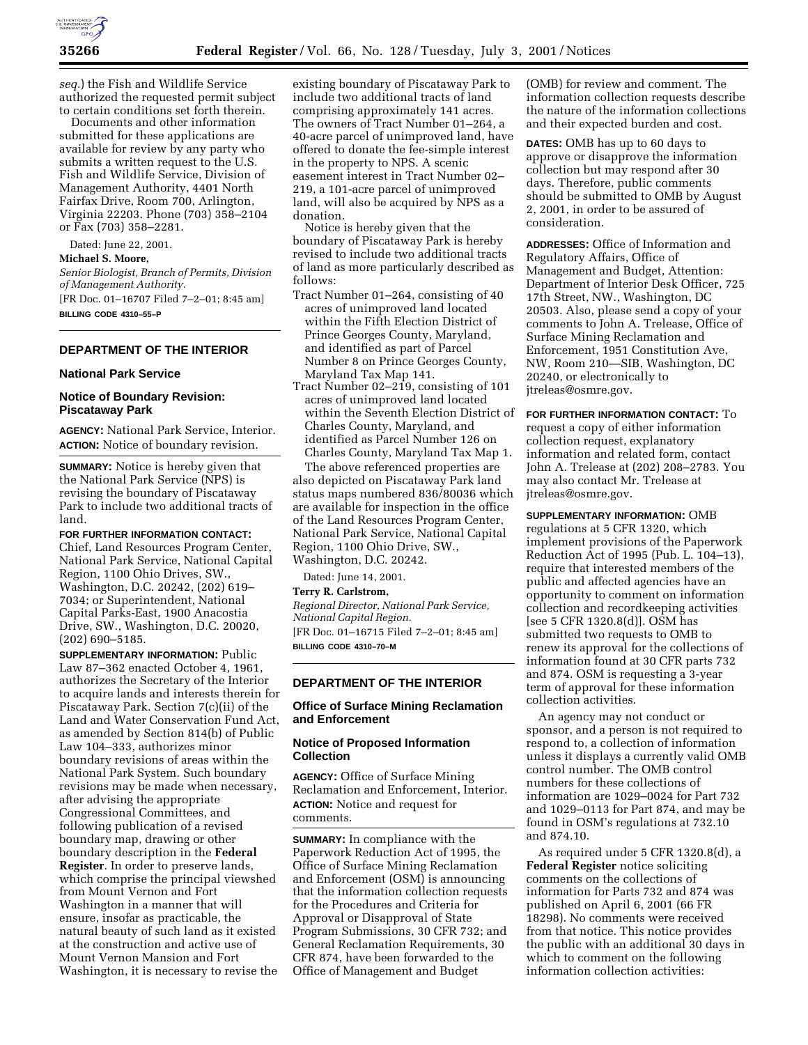*seq.*) the Fish and Wildlife Service authorized the requested permit subject to certain conditions set forth therein.

Documents and other information submitted for these applications are available for review by any party who submits a written request to the U.S. Fish and Wildlife Service, Division of Management Authority, 4401 North Fairfax Drive, Room 700, Arlington, Virginia 22203. Phone (703) 358–2104 or Fax (703) 358–2281.

Dated: June 22, 2001.

**Michael S. Moore,**

*Senior Biologist, Branch of Permits, Division of Management Authority.*

[FR Doc. 01–16707 Filed 7–2–01; 8:45 am]

**BILLING CODE 4310–55–P**

## DEPARTMENT OF THE INTERIOR

### National Park Service

### Notice of Boundary Revision: Piscataway Park

**AGENCY:** National Park Service, Interior.

**ACTION:** Notice of boundary revision.

**SUMMARY:** Notice is hereby given that the National Park Service (NPS) is revising the boundary of Piscataway Park to include two additional tracts of land.

**FOR FURTHER INFORMATION CONTACT:** Chief, Land Resources Program Center, National Park Service, National Capital Region, 1100 Ohio Drives, SW., Washington, D.C. 20242, (202) 619–7034; or Superintendent, National Capital Parks-East, 1900 Anacostia Drive, SW., Washington, D.C. 20020, (202) 690–5185.

**SUPPLEMENTARY INFORMATION:** Public Law 87–362 enacted October 4, 1961, authorizes the Secretary of the Interior to acquire lands and interests therein for Piscataway Park. Section 7(c)(ii) of the Land and Water Conservation Fund Act, as amended by Section 814(b) of Public Law 104–333, authorizes minor boundary revisions of areas within the National Park System. Such boundary revisions may be made when necessary, after advising the appropriate Congressional Committees, and following publication of a revised boundary map, drawing or other boundary description in the **Federal Register**. In order to preserve lands, which comprise the principal viewshed from Mount Vernon and Fort Washington in a manner that will ensure, insofar as practicable, the natural beauty of such land as it existed at the construction and active use of Mount Vernon Mansion and Fort Washington, it is necessary to revise the existing boundary of Piscataway Park to include two additional tracts of land comprising approximately 141 acres. The owners of Tract Number 01–264, a 40-acre parcel of unimproved land, have offered to donate the fee-simple interest in the property to NPS. A scenic easement interest in Tract Number 02–219, a 101-acre parcel of unimproved land, will also be acquired by NPS as a donation.

Notice is hereby given that the boundary of Piscataway Park is hereby revised to include two additional tracts of land as more particularly described as follows:

Tract Number 01–264, consisting of 40 acres of unimproved land located within the Fifth Election District of Prince Georges County, Maryland, and identified as part of Parcel Number 8 on Prince Georges County, Maryland Tax Map 141.

Tract Number 02–219, consisting of 101 acres of unimproved land located within the Seventh Election District of Charles County, Maryland, and identified as Parcel Number 126 on Charles County, Maryland Tax Map 1.

The above referenced properties are also depicted on Piscataway Park land status maps numbered 836/80036 which are available for inspection in the office of the Land Resources Program Center, National Park Service, National Capital Region, 1100 Ohio Drive, SW., Washington, D.C. 20242.

Dated: June 14, 2001.

**Terry R. Carlstrom,**

*Regional Director, National Park Service, National Capital Region.*

[FR Doc. 01–16715 Filed 7–2–01; 8:45 am]

**BILLING CODE 4310–70–M**

## DEPARTMENT OF THE INTERIOR

### Office of Surface Mining Reclamation and Enforcement

### Notice of Proposed Information Collection

**AGENCY:** Office of Surface Mining Reclamation and Enforcement, Interior.

**ACTION:** Notice and request for comments.

**SUMMARY:** In compliance with the Paperwork Reduction Act of 1995, the Office of Surface Mining Reclamation and Enforcement (OSM) is announcing that the information collection requests for the Procedures and Criteria for Approval or Disapproval of State Program Submissions, 30 CFR 732; and General Reclamation Requirements, 30 CFR 874, have been forwarded to the Office of Management and Budget (OMB) for review and comment. The information collection requests describe the nature of the information collections and their expected burden and cost.

**DATES:** OMB has up to 60 days to approve or disapprove the information collection but may respond after 30 days. Therefore, public comments should be submitted to OMB by August 2, 2001, in order to be assured of consideration.

**ADDRESSES:** Office of Information and Regulatory Affairs, Office of Management and Budget, Attention: Department of Interior Desk Officer, 725 17th Street, NW., Washington, DC 20503. Also, please send a copy of your comments to John A. Trelease, Office of Surface Mining Reclamation and Enforcement, 1951 Constitution Ave, NW, Room 210—SIB, Washington, DC 20240, or electronically to jtreleas@osmre.gov.

**FOR FURTHER INFORMATION CONTACT:** To request a copy of either information collection request, explanatory information and related form, contact John A. Trelease at (202) 208–2783. You may also contact Mr. Trelease at jtreleas@osmre.gov.

**SUPPLEMENTARY INFORMATION:** OMB regulations at 5 CFR 1320, which implement provisions of the Paperwork Reduction Act of 1995 (Pub. L. 104–13), require that interested members of the public and affected agencies have an opportunity to comment on information collection and recordkeeping activities [see 5 CFR 1320.8(d)]. OSM has submitted two requests to OMB to renew its approval for the collections of information found at 30 CFR parts 732 and 874. OSM is requesting a 3-year term of approval for these information collection activities.

An agency may not conduct or sponsor, and a person is not required to respond to, a collection of information unless it displays a currently valid OMB control number. The OMB control numbers for these collections of information are 1029–0024 for Part 732 and 1029–0113 for Part 874, and may be found in OSM's regulations at 732.10 and 874.10.

As required under 5 CFR 1320.8(d), a **Federal Register** notice soliciting comments on the collections of information for Parts 732 and 874 was published on April 6, 2001 (66 FR 18298). No comments were received from that notice. This notice provides the public with an additional 30 days in which to comment on the following information collection activities: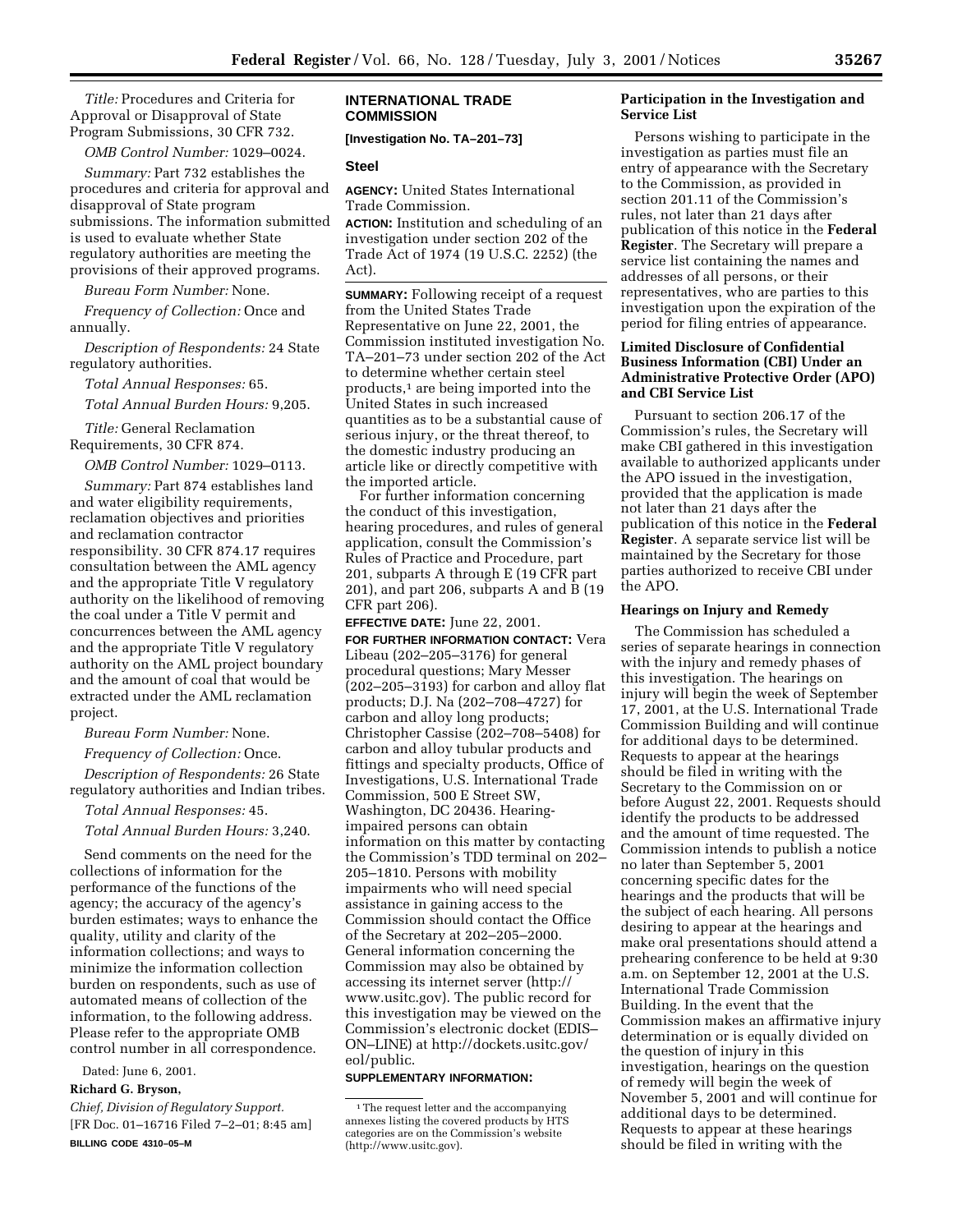*Title:* Procedures and Criteria for Approval or Disapproval of State Program Submissions, 30 CFR 732.

*OMB Control Number:* 1029–0024.

*Summary:* Part 732 establishes the procedures and criteria for approval and disapproval of State program submissions. The information submitted is used to evaluate whether State regulatory authorities are meeting the provisions of their approved programs.

*Bureau Form Number:* None.

*Frequency of Collection:* Once and annually.

*Description of Respondents:* 24 State regulatory authorities.

*Total Annual Responses:* 65.

*Total Annual Burden Hours:* 9,205.

*Title:* General Reclamation Requirements, 30 CFR 874.

*OMB Control Number:* 1029–0113.

*Summary:* Part 874 establishes land and water eligibility requirements, reclamation objectives and priorities and reclamation contractor responsibility. 30 CFR 874.17 requires consultation between the AML agency and the appropriate Title V regulatory authority on the likelihood of removing the coal under a Title V permit and concurrences between the AML agency and the appropriate Title V regulatory authority on the AML project boundary and the amount of coal that would be extracted under the AML reclamation project.

*Bureau Form Number:* None.

*Frequency of Collection:* Once.

*Description of Respondents:* 26 State regulatory authorities and Indian tribes.

*Total Annual Responses:* 45.

*Total Annual Burden Hours:* 3,240.

Send comments on the need for the collections of information for the performance of the functions of the agency; the accuracy of the agency's burden estimates; ways to enhance the quality, utility and clarity of the information collections; and ways to minimize the information collection burden on respondents, such as use of automated means of collection of the information, to the following address. Please refer to the appropriate OMB control number in all correspondence.

Dated: June 6, 2001.

**Richard G. Bryson,**

*Chief, Division of Regulatory Support.*

[FR Doc. 01–16716 Filed 7–2–01; 8:45 am]

**BILLING CODE 4310–05–M**

## INTERNATIONAL TRADE COMMISSION

**[Investigation No. TA–201–73]**

### Steel

**AGENCY:** United States International Trade Commission.

**ACTION:** Institution and scheduling of an investigation under section 202 of the Trade Act of 1974 (19 U.S.C. 2252) (the Act).

**SUMMARY:** Following receipt of a request from the United States Trade Representative on June 22, 2001, the Commission instituted investigation No. TA–201–73 under section 202 of the Act to determine whether certain steel products,[1] are being imported into the United States in such increased quantities as to be a substantial cause of serious injury, or the threat thereof, to the domestic industry producing an article like or directly competitive with the imported article.

For further information concerning the conduct of this investigation, hearing procedures, and rules of general application, consult the Commission's Rules of Practice and Procedure, part 201, subparts A through E (19 CFR part 201), and part 206, subparts A and B (19 CFR part 206).

**EFFECTIVE DATE:** June 22, 2001.

**FOR FURTHER INFORMATION CONTACT:** Vera Libeau (202–205–3176) for general procedural questions; Mary Messer (202–205–3193) for carbon and alloy flat products; D.J. Na (202–708–4727) for carbon and alloy long products; Christopher Cassise (202–708–5408) for carbon and alloy tubular products and fittings and specialty products, Office of Investigations, U.S. International Trade Commission, 500 E Street SW, Washington, DC 20436. Hearing-impaired persons can obtain information on this matter by contacting the Commission's TDD terminal on 202–205–1810. Persons with mobility impairments who will need special assistance in gaining access to the Commission should contact the Office of the Secretary at 202–205–2000. General information concerning the Commission may also be obtained by accessing its internet server (http://www.usitc.gov). The public record for this investigation may be viewed on the Commission's electronic docket (EDIS–ON–LINE) at http://dockets.usitc.gov/eol/public.

**SUPPLEMENTARY INFORMATION:**

### Participation in the Investigation and Service List

Persons wishing to participate in the investigation as parties must file an entry of appearance with the Secretary to the Commission, as provided in section 201.11 of the Commission's rules, not later than 21 days after publication of this notice in the **Federal Register**. The Secretary will prepare a service list containing the names and addresses of all persons, or their representatives, who are parties to this investigation upon the expiration of the period for filing entries of appearance.

### Limited Disclosure of Confidential Business Information (CBI) Under an Administrative Protective Order (APO) and CBI Service List

Pursuant to section 206.17 of the Commission's rules, the Secretary will make CBI gathered in this investigation available to authorized applicants under the APO issued in the investigation, provided that the application is made not later than 21 days after the publication of this notice in the **Federal Register**. A separate service list will be maintained by the Secretary for those parties authorized to receive CBI under the APO.

### Hearings on Injury and Remedy

The Commission has scheduled a series of separate hearings in connection with the injury and remedy phases of this investigation. The hearings on injury will begin the week of September 17, 2001, at the U.S. International Trade Commission Building and will continue for additional days to be determined. Requests to appear at the hearings should be filed in writing with the Secretary to the Commission on or before August 22, 2001. Requests should identify the products to be addressed and the amount of time requested. The Commission intends to publish a notice no later than September 5, 2001 concerning specific dates for the hearings and the products that will be the subject of each hearing. All persons desiring to appear at the hearings and make oral presentations should attend a prehearing conference to be held at 9:30 a.m. on September 12, 2001 at the U.S. International Trade Commission Building. In the event that the Commission makes an affirmative injury determination or is equally divided on the question of injury in this investigation, hearings on the question of remedy will begin the week of November 5, 2001 and will continue for additional days to be determined. Requests to appear at these hearings should be filed in writing with the

[1] The request letter and the accompanying annexes listing the covered products by HTS categories are on the Commission's website (http://www.usitc.gov).